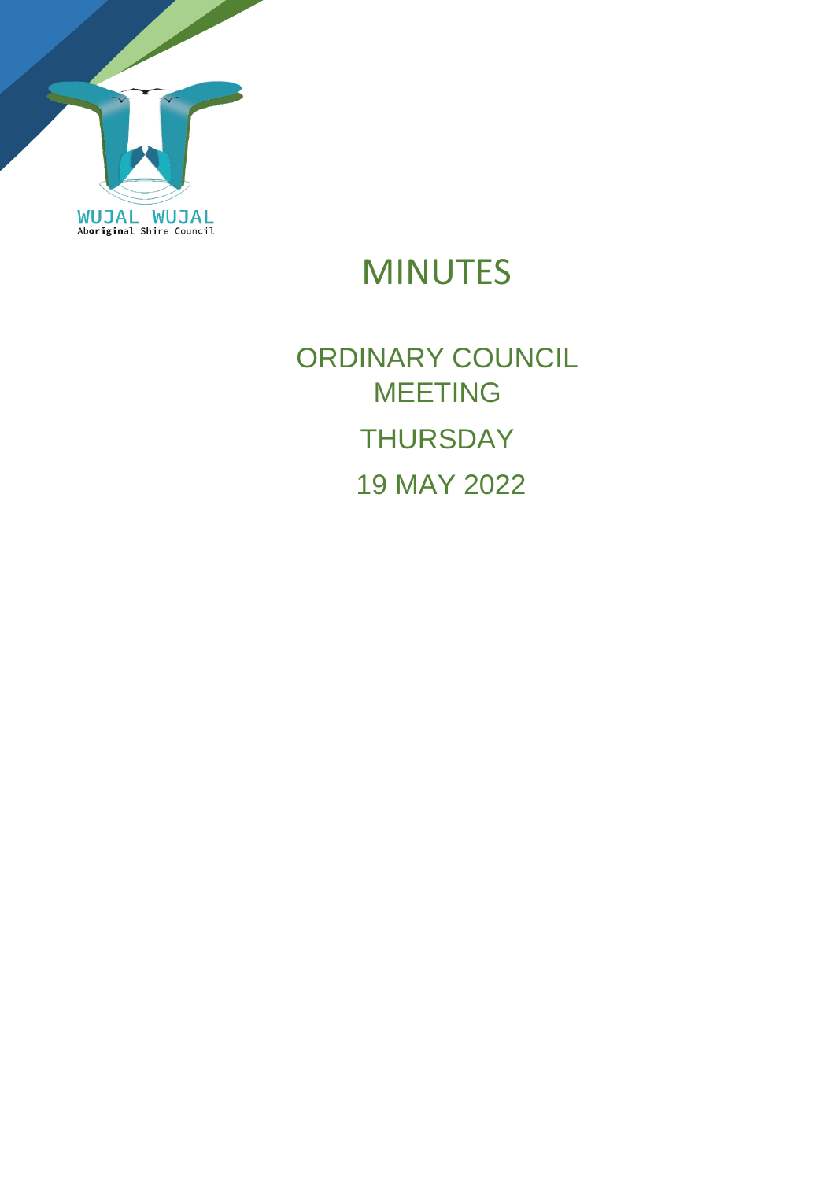WUJAL WUJAL
Aboriginal Shire Council

# MINUTES

## ORDINARY COUNCIL MEETING

## THURSDAY

## 19 MAY 2022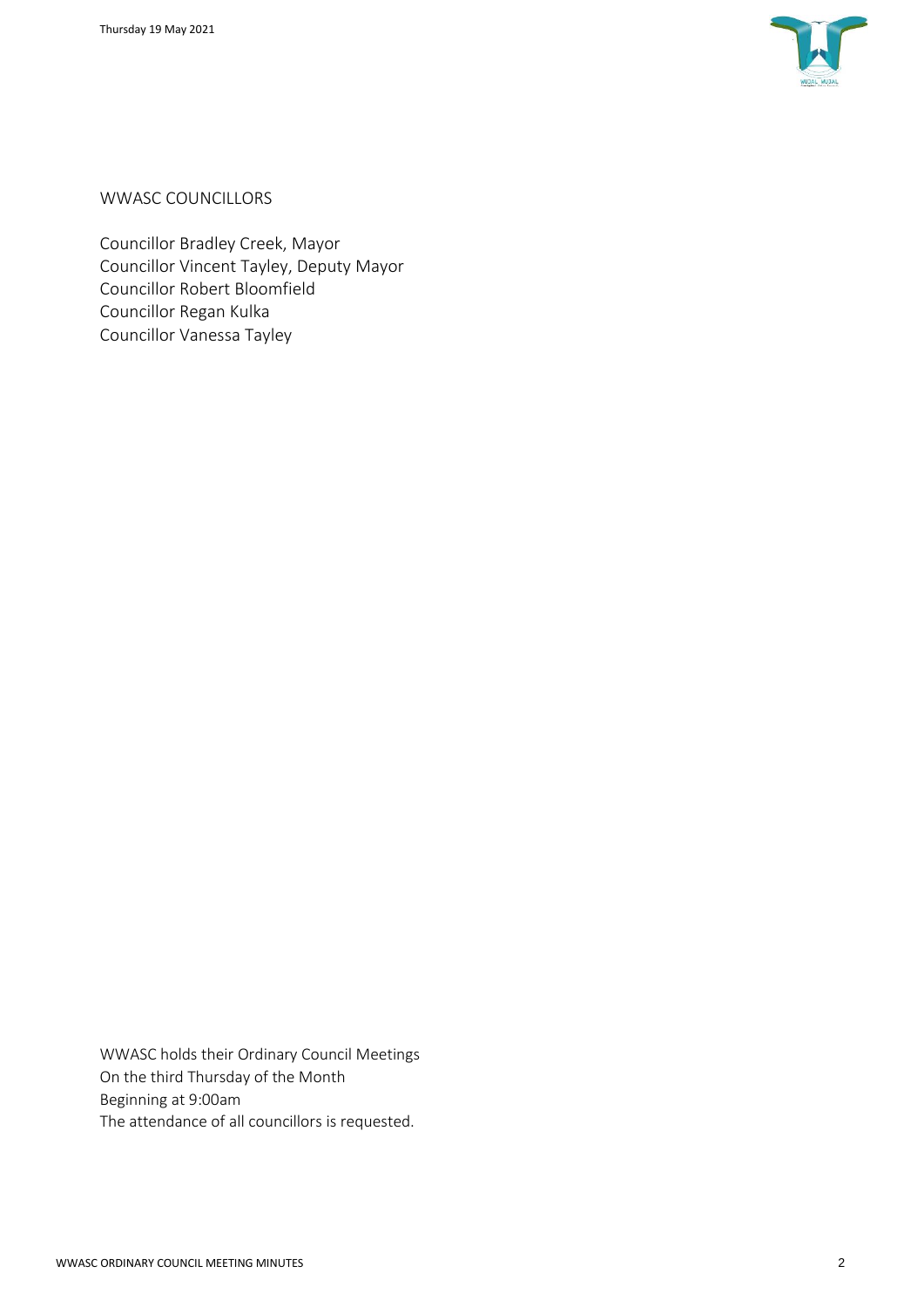## WWASC COUNCILLORS

Councillor Bradley Creek, Mayor
Councillor Vincent Tayley, Deputy Mayor
Councillor Robert Bloomfield
Councillor Regan Kulka
Councillor Vanessa Tayley

WWASC holds their Ordinary Council Meetings
On the third Thursday of the Month
Beginning at 9:00am
The attendance of all councillors is requested.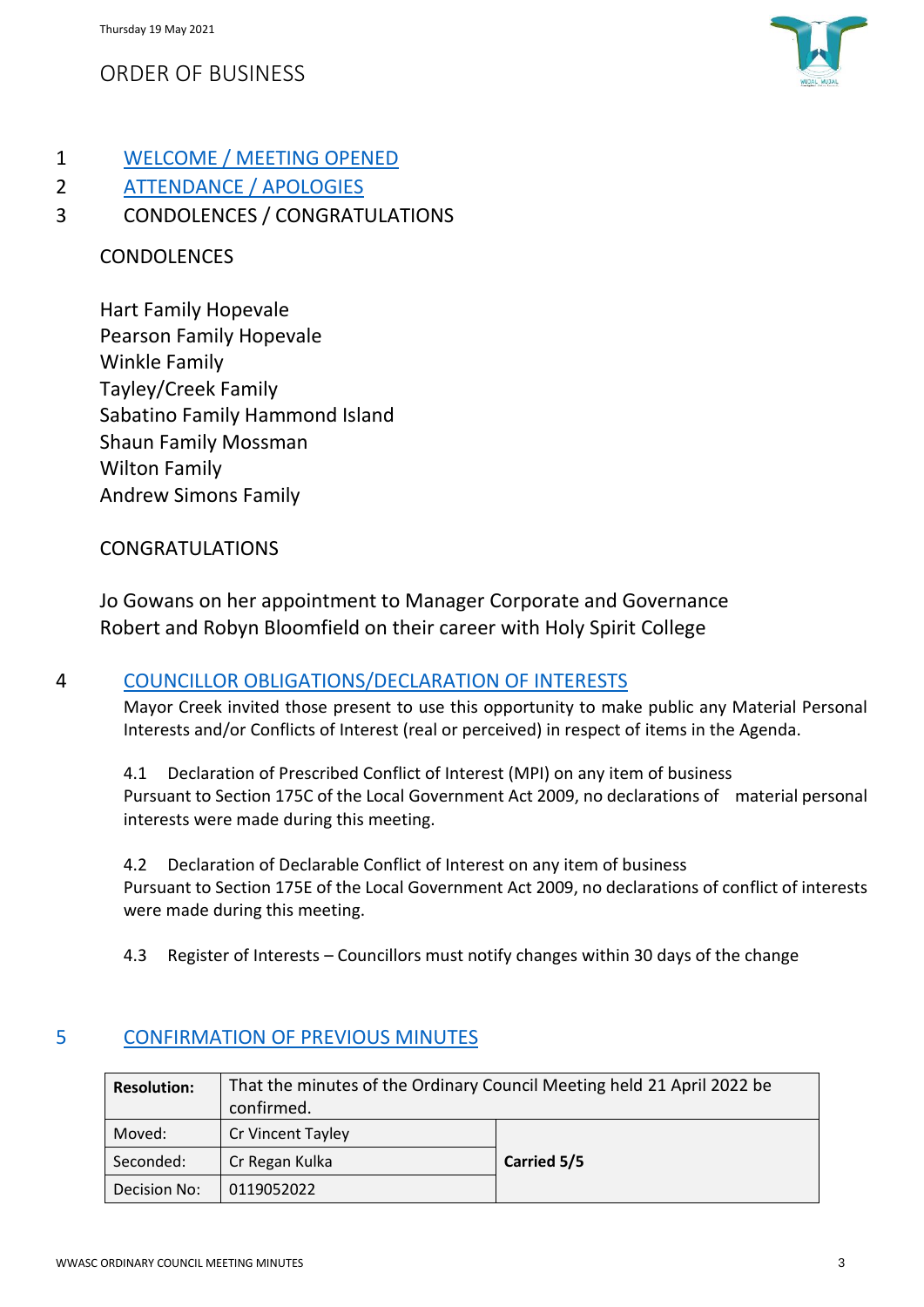Thursday 19 May 2021

# ORDER OF BUSINESS

1 WELCOME / MEETING OPENED

2 ATTENDANCE / APOLOGIES

3 CONDOLENCES / CONGRATULATIONS

CONDOLENCES

Hart Family Hopevale
Pearson Family Hopevale
Winkle Family
Tayley/Creek Family
Sabatino Family Hammond Island
Shaun Family Mossman
Wilton Family
Andrew Simons Family

CONGRATULATIONS

Jo Gowans on her appointment to Manager Corporate and Governance
Robert and Robyn Bloomfield on their career with Holy Spirit College

4 COUNCILLOR OBLIGATIONS/DECLARATION OF INTERESTS

Mayor Creek invited those present to use this opportunity to make public any Material Personal Interests and/or Conflicts of Interest (real or perceived) in respect of items in the Agenda.

4.1 Declaration of Prescribed Conflict of Interest (MPI) on any item of business
Pursuant to Section 175C of the Local Government Act 2009, no declarations of material personal interests were made during this meeting.

4.2 Declaration of Declarable Conflict of Interest on any item of business
Pursuant to Section 175E of the Local Government Act 2009, no declarations of conflict of interests were made during this meeting.

4.3 Register of Interests – Councillors must notify changes within 30 days of the change

5 CONFIRMATION OF PREVIOUS MINUTES

| **Resolution:** | That the minutes of the Ordinary Council Meeting held 21 April 2022 be confirmed. | |
|---|---|---|
| Moved: | Cr Vincent Tayley | **Carried 5/5** |
| Seconded: | Cr Regan Kulka | |
| Decision No: | 0119052022 | |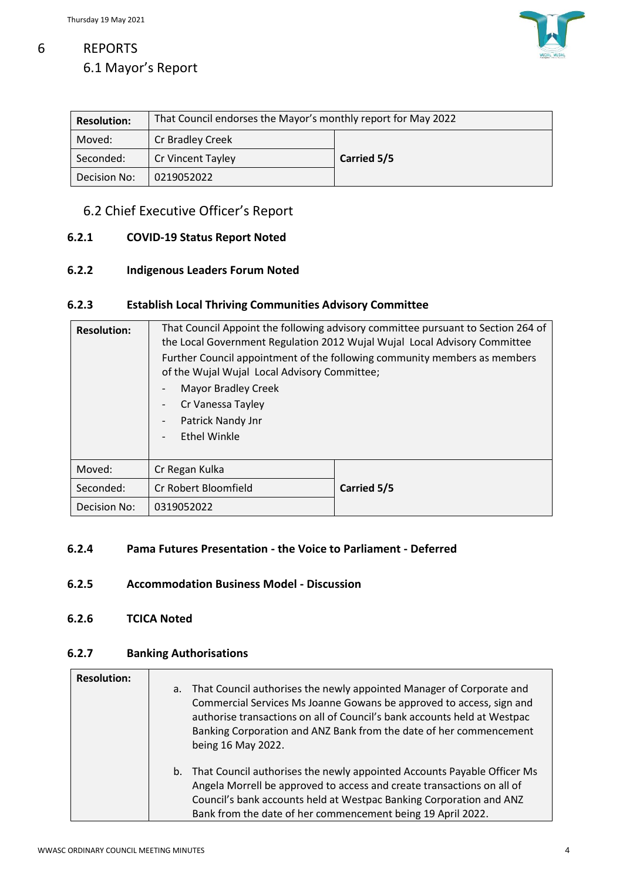# 6 REPORTS

## 6.1 Mayor's Report

| Resolution: | That Council endorses the Mayor's monthly report for May 2022 | |
|---|---|---|
| Moved: | Cr Bradley Creek | Carried 5/5 |
| Seconded: | Cr Vincent Tayley | |
| Decision No: | 0219052022 | |

## 6.2 Chief Executive Officer's Report

### 6.2.1 COVID-19 Status Report Noted

### 6.2.2 Indigenous Leaders Forum Noted

### 6.2.3 Establish Local Thriving Communities Advisory Committee

| Resolution: | That Council Appoint the following advisory committee pursuant to Section 264 of the Local Government Regulation 2012 Wujal Wujal Local Advisory Committee<br>Further Council appointment of the following community members as members of the Wujal Wujal Local Advisory Committee;<br>- Mayor Bradley Creek<br>- Cr Vanessa Tayley<br>- Patrick Nandy Jnr<br>- Ethel Winkle | |
|---|---|---|
| Moved: | Cr Regan Kulka | Carried 5/5 |
| Seconded: | Cr Robert Bloomfield | |
| Decision No: | 0319052022 | |

### 6.2.4 Pama Futures Presentation - the Voice to Parliament - Deferred

### 6.2.5 Accommodation Business Model - Discussion

### 6.2.6 TCICA Noted

### 6.2.7 Banking Authorisations

| Resolution: | a. That Council authorises the newly appointed Manager of Corporate and Commercial Services Ms Joanne Gowans be approved to access, sign and authorise transactions on all of Council's bank accounts held at Westpac Banking Corporation and ANZ Bank from the date of her commencement being 16 May 2022.<br><br>b. That Council authorises the newly appointed Accounts Payable Officer Ms Angela Morrell be approved to access and create transactions on all of Council's bank accounts held at Westpac Banking Corporation and ANZ Bank from the date of her commencement being 19 April 2022. |
|---|---|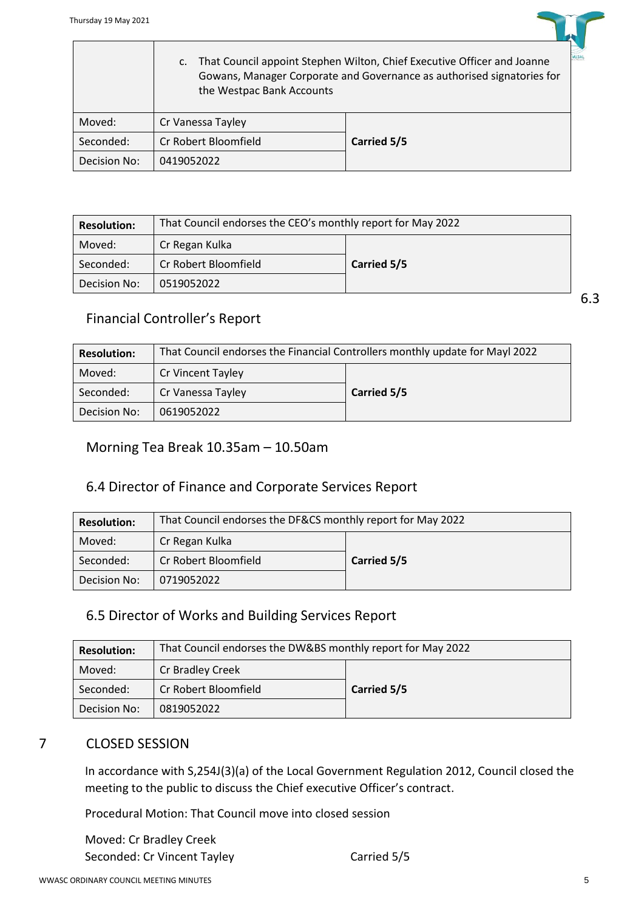| | c. That Council appoint Stephen Wilton, Chief Executive Officer and Joanne Gowans, Manager Corporate and Governance as authorised signatories for the Westpac Bank Accounts | |
|---|---|---|
| Moved: | Cr Vanessa Tayley | **Carried 5/5** |
| Seconded: | Cr Robert Bloomfield | |
| Decision No: | 0419052022 | |

| **Resolution:** | That Council endorses the CEO's monthly report for May 2022 | |
|---|---|---|
| Moved: | Cr Regan Kulka | **Carried 5/5** |
| Seconded: | Cr Robert Bloomfield | |
| Decision No: | 0519052022 | |

## 6.3 Financial Controller's Report

| **Resolution:** | That Council endorses the Financial Controllers monthly update for Mayl 2022 | |
|---|---|---|
| Moved: | Cr Vincent Tayley | **Carried 5/5** |
| Seconded: | Cr Vanessa Tayley | |
| Decision No: | 0619052022 | |

## Morning Tea Break 10.35am – 10.50am

## 6.4 Director of Finance and Corporate Services Report

| **Resolution:** | That Council endorses the DF&CS monthly report for May 2022 | |
|---|---|---|
| Moved: | Cr Regan Kulka | **Carried 5/5** |
| Seconded: | Cr Robert Bloomfield | |
| Decision No: | 0719052022 | |

## 6.5 Director of Works and Building Services Report

| **Resolution:** | That Council endorses the DW&BS monthly report for May 2022 | |
|---|---|---|
| Moved: | Cr Bradley Creek | **Carried 5/5** |
| Seconded: | Cr Robert Bloomfield | |
| Decision No: | 0819052022 | |

# 7 CLOSED SESSION

In accordance with S,254J(3)(a) of the Local Government Regulation 2012, Council closed the meeting to the public to discuss the Chief executive Officer's contract.

Procedural Motion: That Council move into closed session

Moved: Cr Bradley Creek
Seconded: Cr Vincent Tayley Carried 5/5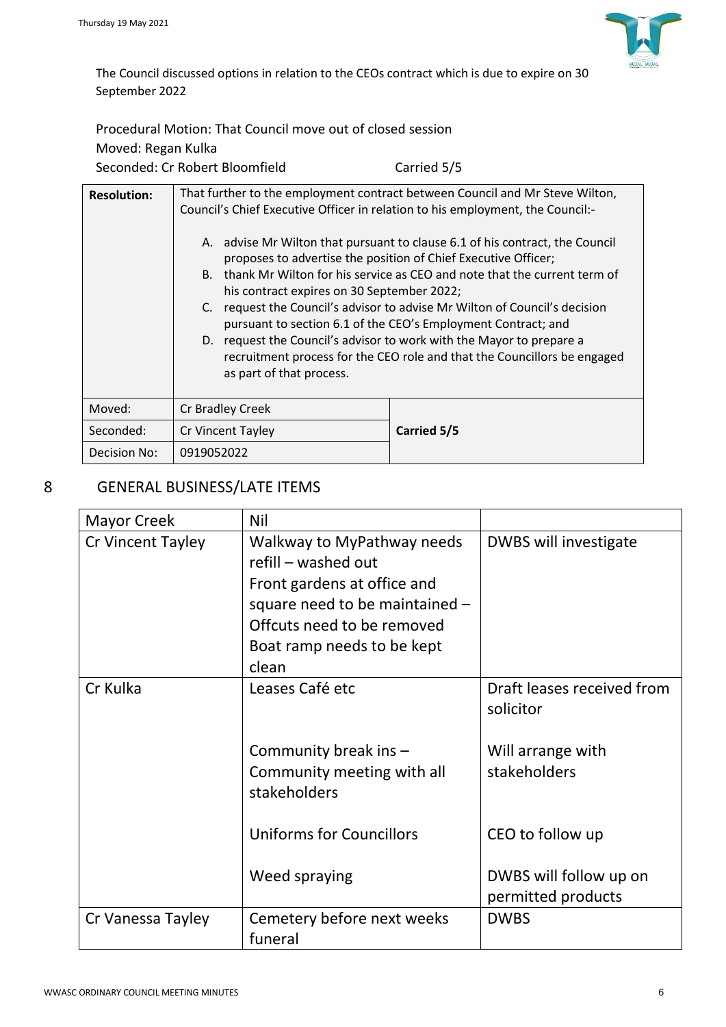The Council discussed options in relation to the CEOs contract which is due to expire on 30 September 2022

Procedural Motion: That Council move out of closed session
Moved: Regan Kulka
Seconded: Cr Robert Bloomfield Carried 5/5

| **Resolution:** | That further to the employment contract between Council and Mr Steve Wilton, Council's Chief Executive Officer in relation to his employment, the Council:-<br><br>A. advise Mr Wilton that pursuant to clause 6.1 of his contract, the Council proposes to advertise the position of Chief Executive Officer;<br>B. thank Mr Wilton for his service as CEO and note that the current term of his contract expires on 30 September 2022;<br>C. request the Council's advisor to advise Mr Wilton of Council's decision pursuant to section 6.1 of the CEO's Employment Contract; and<br>D. request the Council's advisor to work with the Mayor to prepare a recruitment process for the CEO role and that the Councillors be engaged as part of that process. | |
|---|---|---|
| Moved: | Cr Bradley Creek | **Carried 5/5** |
| Seconded: | Cr Vincent Tayley | |
| Decision No: | 0919052022 | |

## 8 GENERAL BUSINESS/LATE ITEMS

| Mayor Creek | Nil | |
|---|---|---|
| Cr Vincent Tayley | Walkway to MyPathway needs refill – washed out<br>Front gardens at office and square need to be maintained – Offcuts need to be removed<br>Boat ramp needs to be kept clean | DWBS will investigate |
| Cr Kulka | Leases Café etc | Draft leases received from solicitor |
| | Community break ins – Community meeting with all stakeholders | Will arrange with stakeholders |
| | Uniforms for Councillors | CEO to follow up |
| | Weed spraying | DWBS will follow up on permitted products |
| Cr Vanessa Tayley | Cemetery before next weeks funeral | DWBS |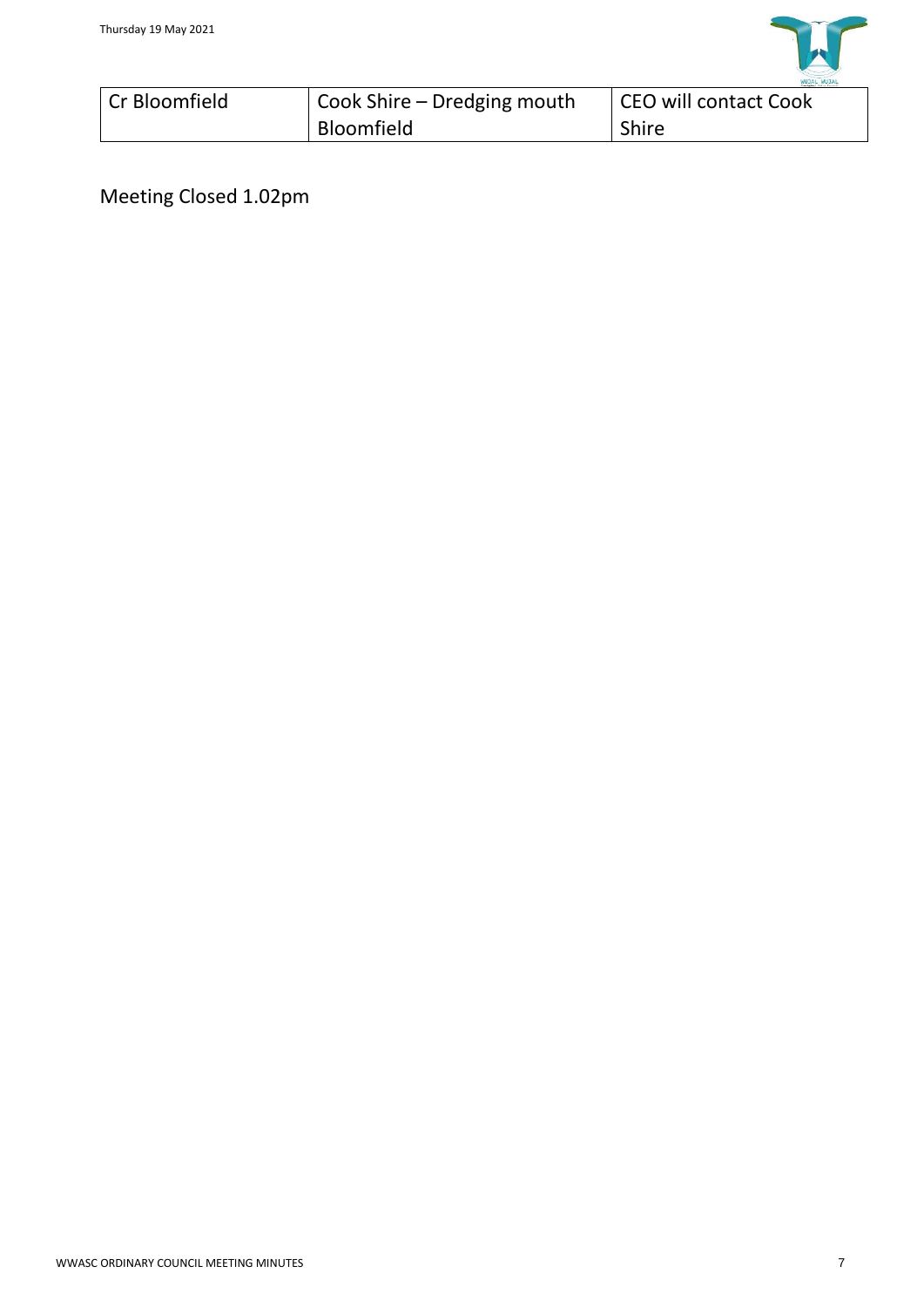| | | |
|---|---|---|
| Cr Bloomfield | Cook Shire – Dredging mouth Bloomfield | CEO will contact Cook Shire |

Meeting Closed 1.02pm